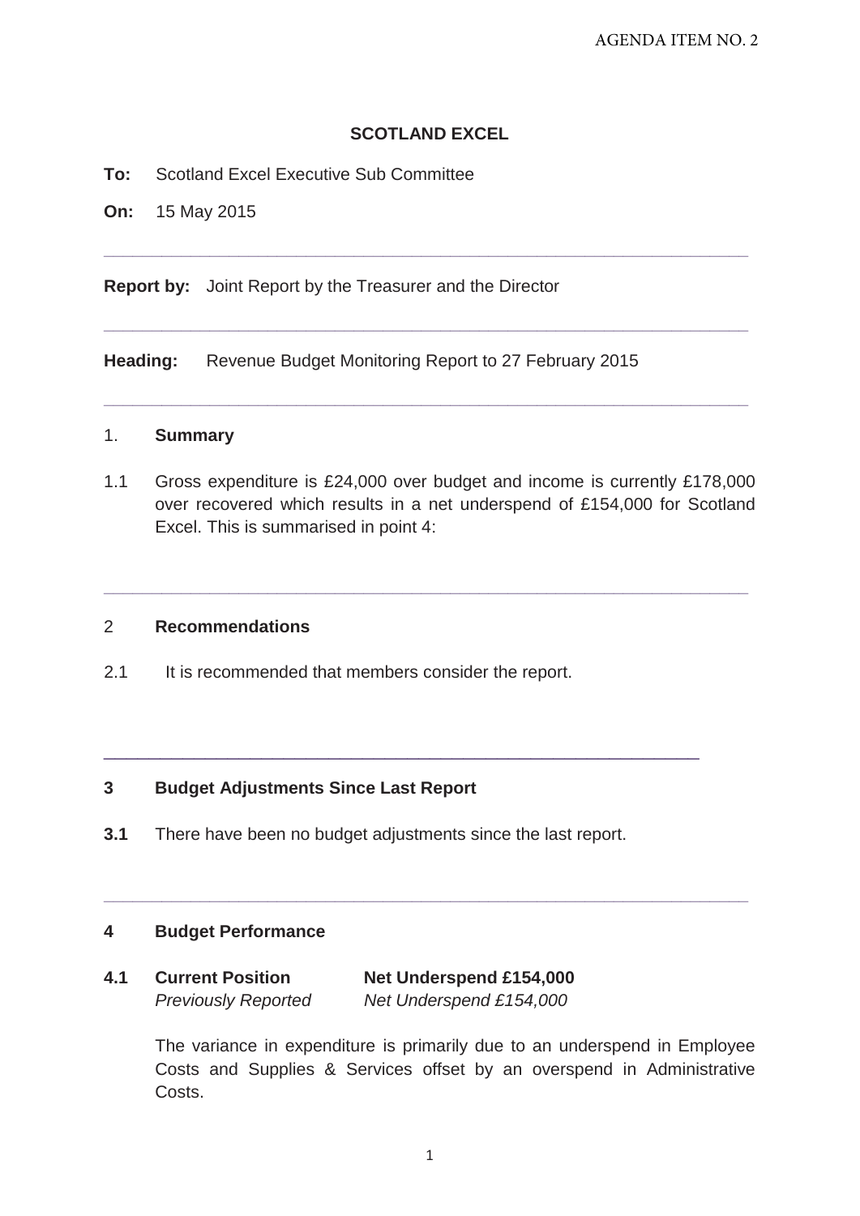AGENDA ITEM NO. 2

# SCOTLAND EXCEL

**To:** Scotland Excel Executive Sub Committee

**On:** 15 May 2015

---

**Report by:** Joint Report by the Treasurer and the Director

---

**Heading:** Revenue Budget Monitoring Report to 27 February 2015

---

## 1. Summary

1.1 Gross expenditure is £24,000 over budget and income is currently £178,000 over recovered which results in a net underspend of £154,000 for Scotland Excel. This is summarised in point 4:

---

## 2 Recommendations

2.1 It is recommended that members consider the report.

---

## 3 Budget Adjustments Since Last Report

**3.1** There have been no budget adjustments since the last report.

---

## 4 Budget Performance

**4.1** **Current Position** **Net Underspend £154,000**
*Previously Reported* *Net Underspend £154,000*

The variance in expenditure is primarily due to an underspend in Employee Costs and Supplies & Services offset by an overspend in Administrative Costs.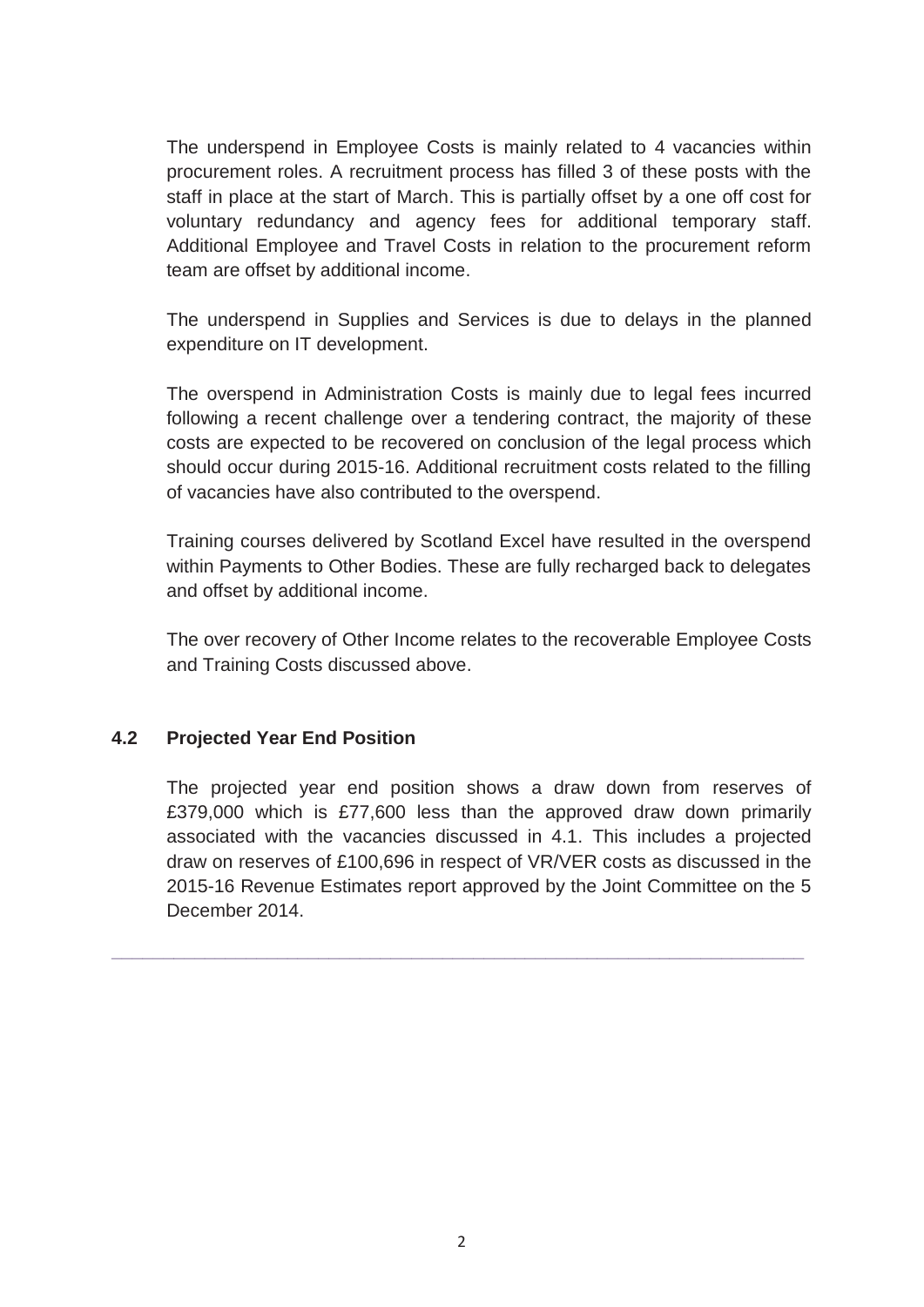The underspend in Employee Costs is mainly related to 4 vacancies within procurement roles. A recruitment process has filled 3 of these posts with the staff in place at the start of March. This is partially offset by a one off cost for voluntary redundancy and agency fees for additional temporary staff. Additional Employee and Travel Costs in relation to the procurement reform team are offset by additional income.

The underspend in Supplies and Services is due to delays in the planned expenditure on IT development.

The overspend in Administration Costs is mainly due to legal fees incurred following a recent challenge over a tendering contract, the majority of these costs are expected to be recovered on conclusion of the legal process which should occur during 2015-16. Additional recruitment costs related to the filling of vacancies have also contributed to the overspend.

Training courses delivered by Scotland Excel have resulted in the overspend within Payments to Other Bodies. These are fully recharged back to delegates and offset by additional income.

The over recovery of Other Income relates to the recoverable Employee Costs and Training Costs discussed above.

### 4.2 Projected Year End Position

The projected year end position shows a draw down from reserves of £379,000 which is £77,600 less than the approved draw down primarily associated with the vacancies discussed in 4.1. This includes a projected draw on reserves of £100,696 in respect of VR/VER costs as discussed in the 2015-16 Revenue Estimates report approved by the Joint Committee on the 5 December 2014.

---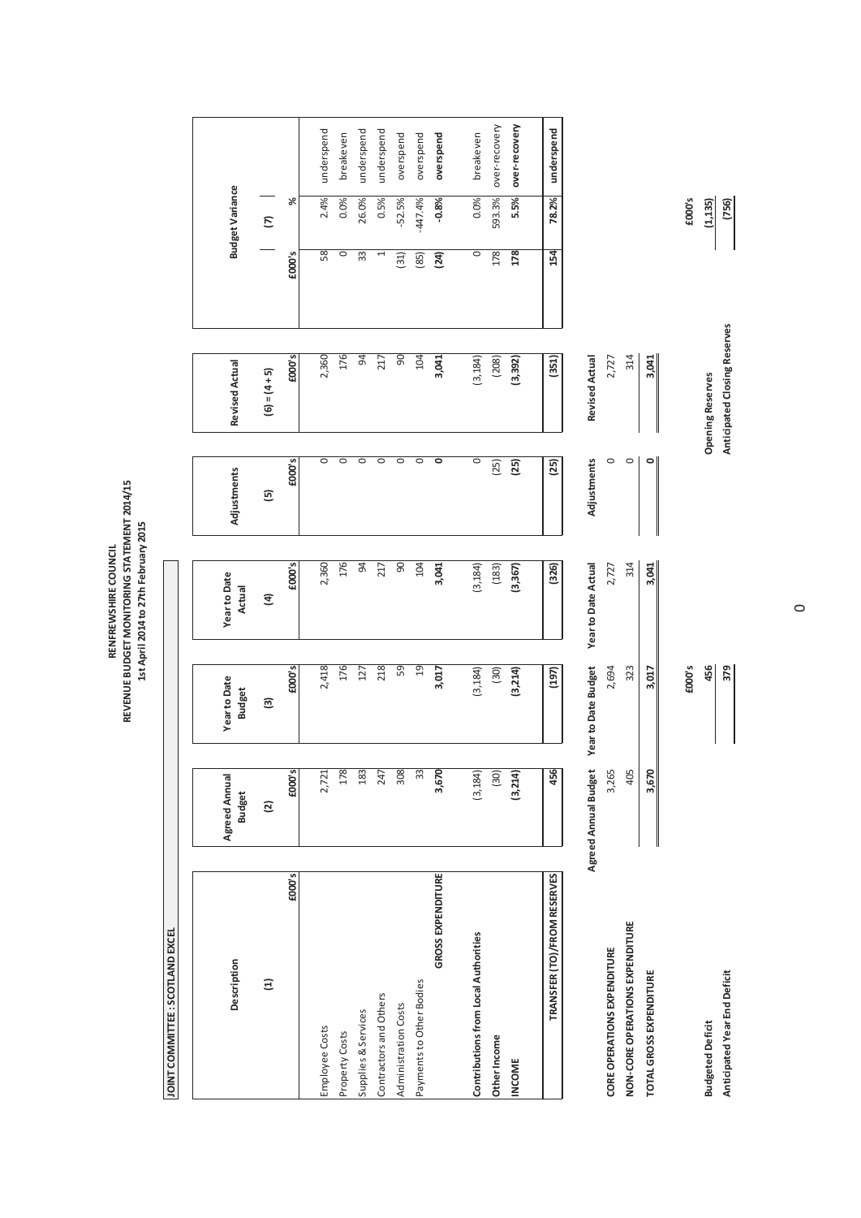# RENFREWSHIRE COUNCIL
## REVENUE BUDGET MONITORING STATEMENT 2014/15
### 1st April 2014 to 27th February 2015

**JOINT COMMITTEE : SCOTLAND EXCEL**

| Description | Agreed Annual Budget | Year to Date Budget | Year to Date Actual | Adjustments | Revised Actual | Budget Variance | | |
|---|---|---|---|---|---|---|---|---|
| (1) | (2) | (3) | (4) | (5) | (6) = (4 + 5) | (7) | | |
| £000's | £000's | £000's | £000's | £000's | £000's | £000's | % | |
| Employee Costs | 2,721 | 2,418 | 2,360 | 0 | 2,360 | 58 | 2.4% | underspend |
| Property Costs | 178 | 176 | 176 | 0 | 176 | 0 | 0.0% | breakeven |
| Supplies & Services | 183 | 127 | 94 | 0 | 94 | 33 | 26.0% | underspend |
| Contractors and Others | 247 | 218 | 217 | 0 | 217 | 1 | 0.5% | underspend |
| Administration Costs | 308 | 59 | 90 | 0 | 90 | (31) | -52.5% | overspend |
| Payments to Other Bodies | 33 | 19 | 104 | 0 | 104 | (85) | -447.4% | overspend |
| **GROSS EXPENDITURE** | **3,670** | **3,017** | **3,041** | **0** | **3,041** | **(24)** | **-0.8%** | **overspend** |
| | | | | | | | | |
| Contributions from Local Authorities | (3,184) | (3,184) | (3,184) | 0 | (3,184) | 0 | 0.0% | breakeven |
| Other Income | (30) | (30) | (183) | (25) | (208) | 178 | 593.3% | over-recovery |
| **INCOME** | **(3,214)** | **(3,214)** | **(3,367)** | **(25)** | **(3,392)** | **178** | **5.5%** | **over-recovery** |
| | | | | | | | | |
| **TRANSFER (TO)/FROM RESERVES** | **456** | **(197)** | **(326)** | **(25)** | **(351)** | **154** | **78.2%** | **underspend** |

| | Agreed Annual Budget | Year to Date Budget | Year to Date Actual | Adjustments | Revised Actual |
|---|---|---|---|---|---|
| **CORE OPERATIONS EXPENDITURE** | 3,265 | 2,694 | 2,727 | 0 | 2,727 |
| **NON-CORE OPERATIONS EXPENDITURE** | 405 | 323 | 314 | 0 | 314 |
| **TOTAL GROSS EXPENDITURE** | 3,670 | 3,017 | 3,041 | 0 | 3,041 |

| | £000's |
|---|---|
| **Budgeted Deficit** | 456 |
| **Anticipated Year End Deficit** | 379 |

| | £000's |
|---|---|
| **Opening Reserves** | (1,135) |
| **Anticipated Closing Reserves** | (756) |